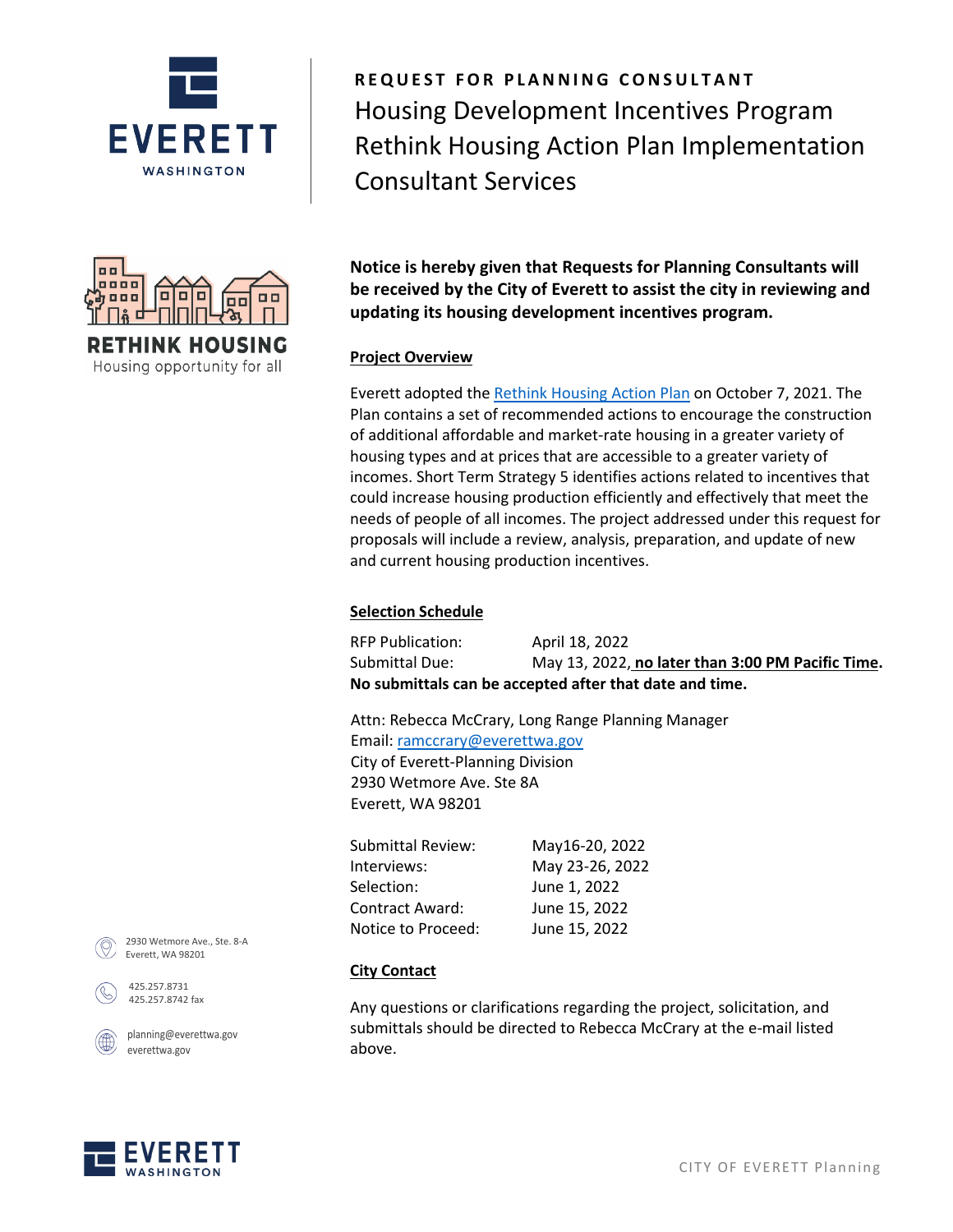EVERETT
WASHINGTON

# REQUEST FOR PLANNING CONSULTANT

## Housing Development Incentives Program Rethink Housing Action Plan Implementation Consultant Services

RETHINK HOUSING
Housing opportunity for all

**Notice is hereby given that Requests for Planning Consultants will be received by the City of Everett to assist the city in reviewing and updating its housing development incentives program.**

### Project Overview

Everett adopted the Rethink Housing Action Plan on October 7, 2021. The Plan contains a set of recommended actions to encourage the construction of additional affordable and market-rate housing in a greater variety of housing types and at prices that are accessible to a greater variety of incomes. Short Term Strategy 5 identifies actions related to incentives that could increase housing production efficiently and effectively that meet the needs of people of all incomes. The project addressed under this request for proposals will include a review, analysis, preparation, and update of new and current housing production incentives.

### Selection Schedule

| | |
|---|---|
| RFP Publication: | April 18, 2022 |
| Submittal Due: | May 13, 2022, **no later than 3:00 PM Pacific Time.** |

**No submittals can be accepted after that date and time.**

Attn: Rebecca McCrary, Long Range Planning Manager
Email: ramccrary@everettwa.gov
City of Everett-Planning Division
2930 Wetmore Ave. Ste 8A
Everett, WA 98201

| | |
|---|---|
| Submittal Review: | May16-20, 2022 |
| Interviews: | May 23-26, 2022 |
| Selection: | June 1, 2022 |
| Contract Award: | June 15, 2022 |
| Notice to Proceed: | June 15, 2022 |

### City Contact

Any questions or clarifications regarding the project, solicitation, and submittals should be directed to Rebecca McCrary at the e-mail listed above.

2930 Wetmore Ave., Ste. 8-A
Everett, WA 98201

425.257.8731
425.257.8742 fax

planning@everettwa.gov
everettwa.gov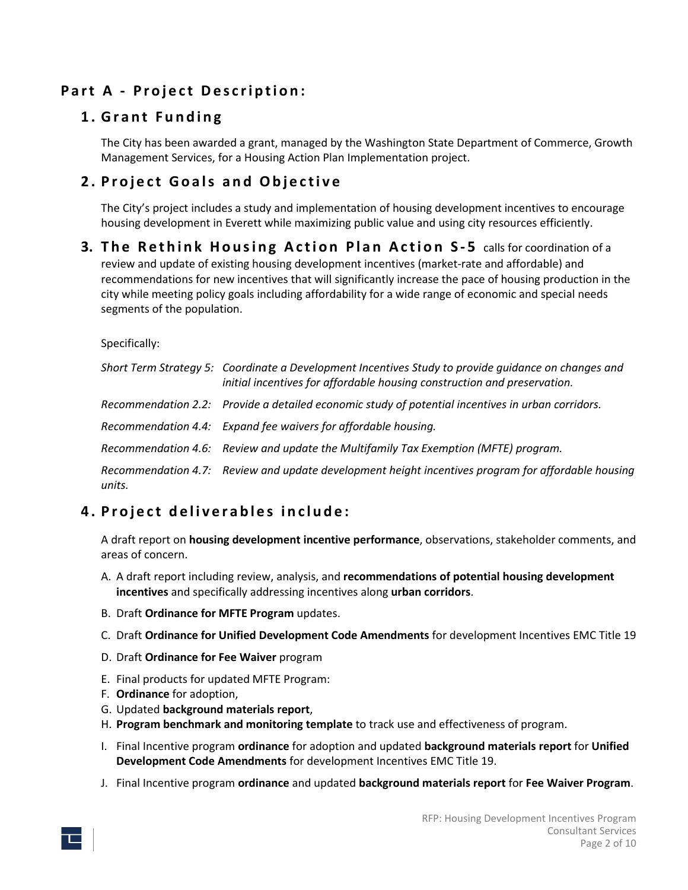## Part A - Project Description:

### 1. Grant Funding

The City has been awarded a grant, managed by the Washington State Department of Commerce, Growth Management Services, for a Housing Action Plan Implementation project.

### 2. Project Goals and Objective

The City's project includes a study and implementation of housing development incentives to encourage housing development in Everett while maximizing public value and using city resources efficiently.

### 3. The Rethink Housing Action Plan Action S-5

calls for coordination of a review and update of existing housing development incentives (market-rate and affordable) and recommendations for new incentives that will significantly increase the pace of housing production in the city while meeting policy goals including affordability for a wide range of economic and special needs segments of the population.

Specifically:

*Short Term Strategy 5: Coordinate a Development Incentives Study to provide guidance on changes and initial incentives for affordable housing construction and preservation.*

*Recommendation 2.2: Provide a detailed economic study of potential incentives in urban corridors.*

*Recommendation 4.4: Expand fee waivers for affordable housing.*

*Recommendation 4.6: Review and update the Multifamily Tax Exemption (MFTE) program.*

*Recommendation 4.7: Review and update development height incentives program for affordable housing units.*

### 4. Project deliverables include:

A draft report on **housing development incentive performance**, observations, stakeholder comments, and areas of concern.

A. A draft report including review, analysis, and **recommendations of potential housing development incentives** and specifically addressing incentives along **urban corridors**.

B. Draft **Ordinance for MFTE Program** updates.

C. Draft **Ordinance for Unified Development Code Amendments** for development Incentives EMC Title 19

D. Draft **Ordinance for Fee Waiver** program

E. Final products for updated MFTE Program:

F. **Ordinance** for adoption,

G. Updated **background materials report**,

H. **Program benchmark and monitoring template** to track use and effectiveness of program.

I. Final Incentive program **ordinance** for adoption and updated **background materials report** for **Unified Development Code Amendments** for development Incentives EMC Title 19.

J. Final Incentive program **ordinance** and updated **background materials report** for **Fee Waiver Program**.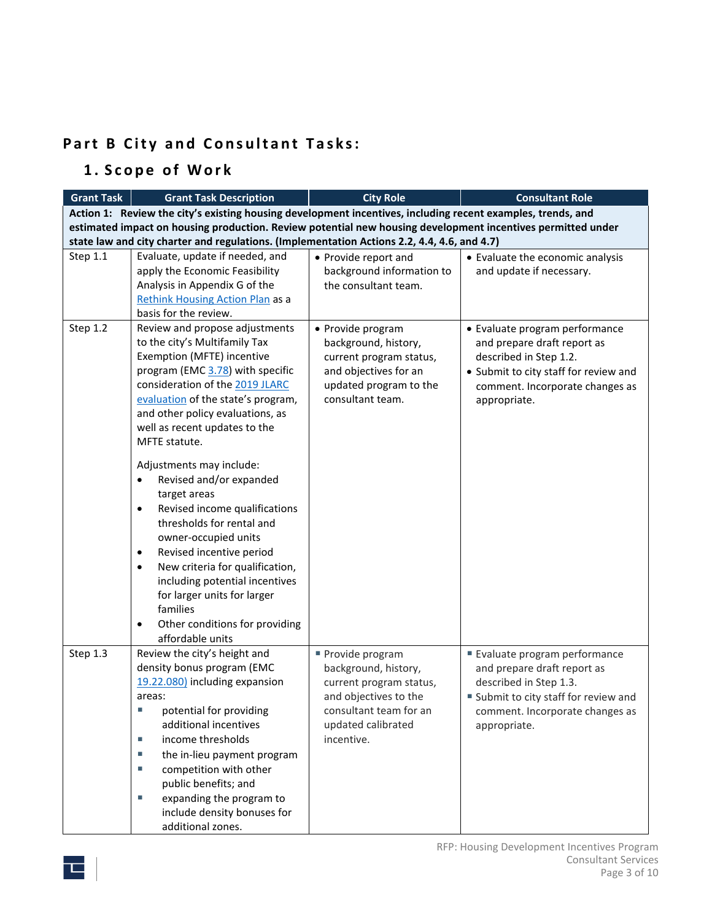# Part B City and Consultant Tasks:

## 1. Scope of Work

| Grant Task | Grant Task Description | City Role | Consultant Role |
|---|---|---|---|
| **Action 1: Review the city's existing housing development incentives, including recent examples, trends, and estimated impact on housing production. Review potential new housing development incentives permitted under state law and city charter and regulations. (Implementation Actions 2.2, 4.4, 4.6, and 4.7)** | | | |
| Step 1.1 | Evaluate, update if needed, and apply the Economic Feasibility Analysis in Appendix G of the Rethink Housing Action Plan as a basis for the review. | • Provide report and background information to the consultant team. | • Evaluate the economic analysis and update if necessary. |
| Step 1.2 | Review and propose adjustments to the city's Multifamily Tax Exemption (MFTE) incentive program (EMC 3.78) with specific consideration of the 2019 JLARC evaluation of the state's program, and other policy evaluations, as well as recent updates to the MFTE statute.<br><br>Adjustments may include:<br>• Revised and/or expanded target areas<br>• Revised income qualifications thresholds for rental and owner-occupied units<br>• Revised incentive period<br>• New criteria for qualification, including potential incentives for larger units for larger families<br>• Other conditions for providing affordable units | • Provide program background, history, current program status, and objectives for an updated program to the consultant team. | • Evaluate program performance and prepare draft report as described in Step 1.2.<br>• Submit to city staff for review and comment. Incorporate changes as appropriate. |
| Step 1.3 | Review the city's height and density bonus program (EMC 19.22.080) including expansion areas:<br>▪ potential for providing additional incentives<br>▪ income thresholds<br>▪ the in-lieu payment program<br>▪ competition with other public benefits; and<br>▪ expanding the program to include density bonuses for additional zones. | ▪ Provide program background, history, current program status, and objectives to the consultant team for an updated calibrated incentive. | ▪ Evaluate program performance and prepare draft report as described in Step 1.3.<br>▪ Submit to city staff for review and comment. Incorporate changes as appropriate. |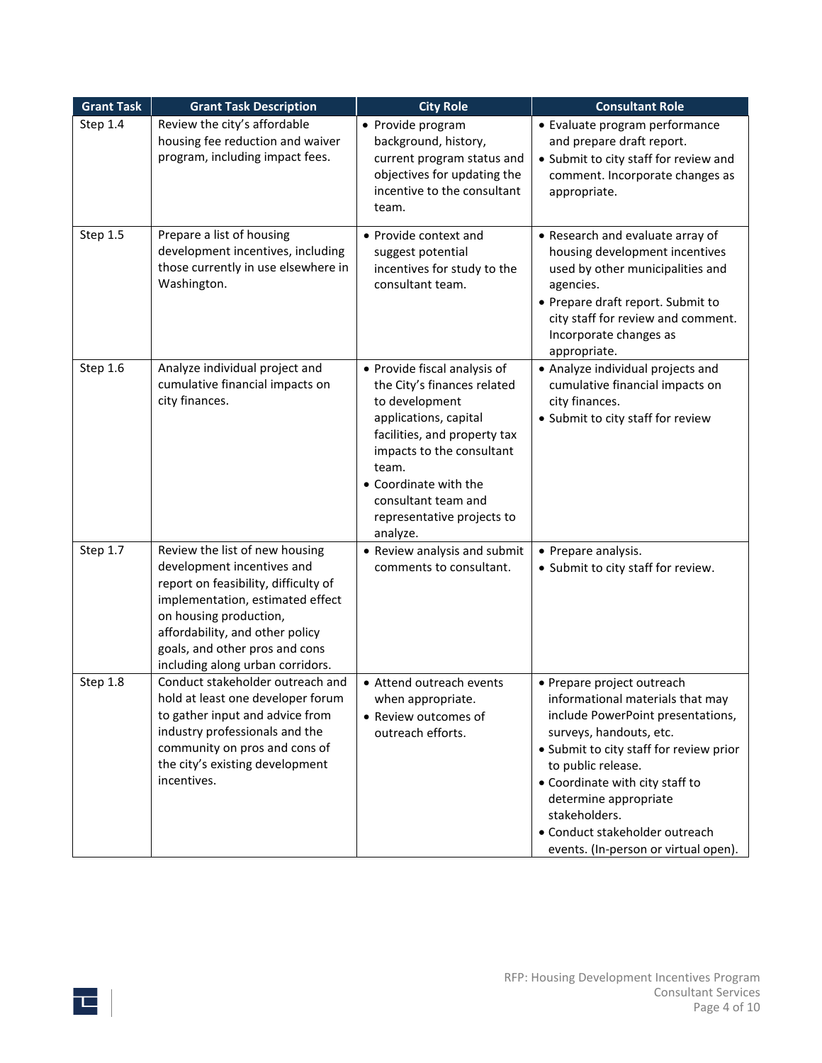| Grant Task | Grant Task Description | City Role | Consultant Role |
| --- | --- | --- | --- |
| Step 1.4 | Review the city's affordable housing fee reduction and waiver program, including impact fees. | • Provide program background, history, current program status and objectives for updating the incentive to the consultant team. | • Evaluate program performance and prepare draft report.<br>• Submit to city staff for review and comment. Incorporate changes as appropriate. |
| Step 1.5 | Prepare a list of housing development incentives, including those currently in use elsewhere in Washington. | • Provide context and suggest potential incentives for study to the consultant team. | • Research and evaluate array of housing development incentives used by other municipalities and agencies.<br>• Prepare draft report. Submit to city staff for review and comment. Incorporate changes as appropriate. |
| Step 1.6 | Analyze individual project and cumulative financial impacts on city finances. | • Provide fiscal analysis of the City's finances related to development applications, capital facilities, and property tax impacts to the consultant team.<br>• Coordinate with the consultant team and representative projects to analyze. | • Analyze individual projects and cumulative financial impacts on city finances.<br>• Submit to city staff for review |
| Step 1.7 | Review the list of new housing development incentives and report on feasibility, difficulty of implementation, estimated effect on housing production, affordability, and other policy goals, and other pros and cons including along urban corridors. | • Review analysis and submit comments to consultant. | • Prepare analysis.<br>• Submit to city staff for review. |
| Step 1.8 | Conduct stakeholder outreach and hold at least one developer forum to gather input and advice from industry professionals and the community on pros and cons of the city's existing development incentives. | • Attend outreach events when appropriate.<br>• Review outcomes of outreach efforts. | • Prepare project outreach informational materials that may include PowerPoint presentations, surveys, handouts, etc.<br>• Submit to city staff for review prior to public release.<br>• Coordinate with city staff to determine appropriate stakeholders.<br>• Conduct stakeholder outreach events. (In-person or virtual open). |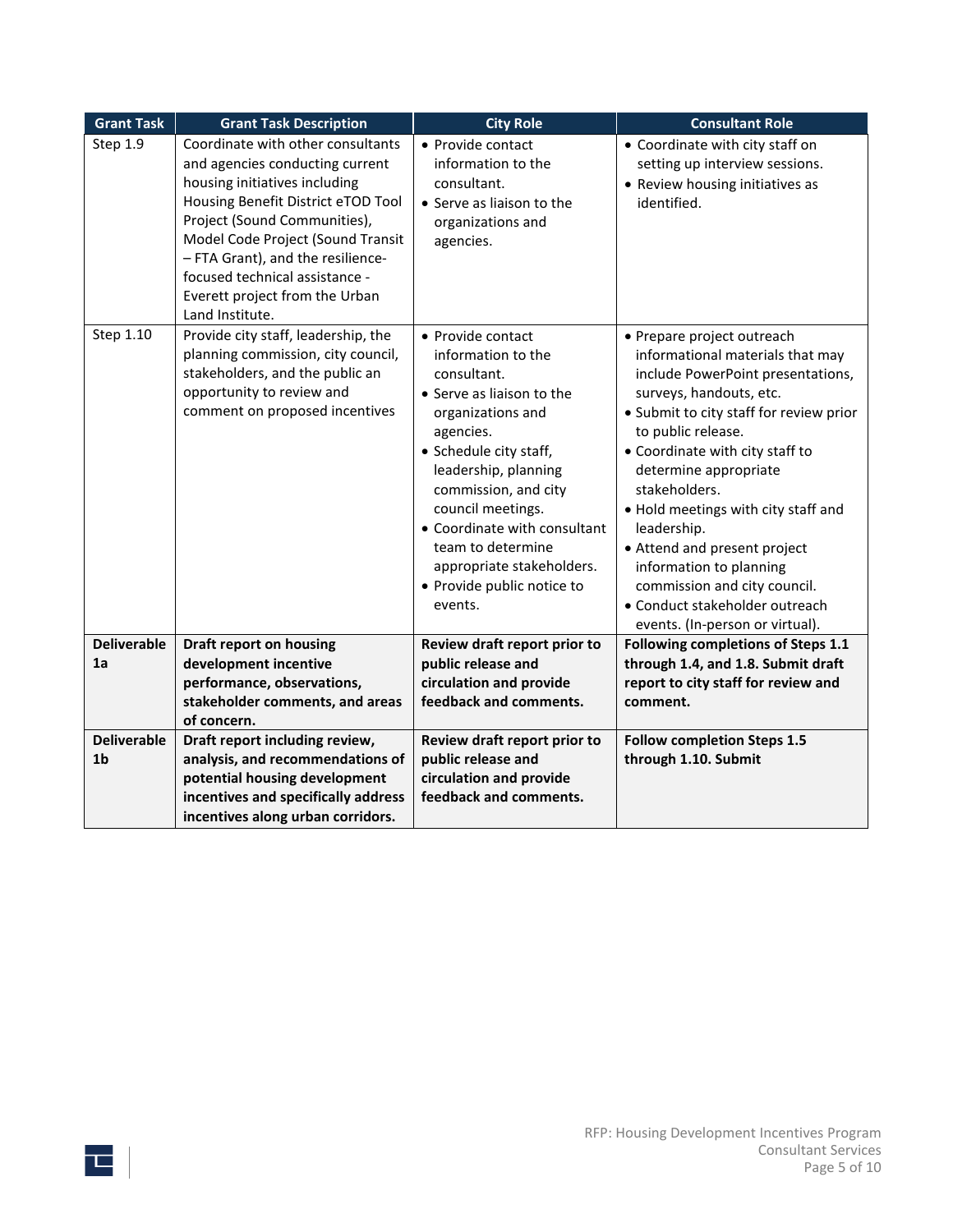| Grant Task | Grant Task Description | City Role | Consultant Role |
|---|---|---|---|
| Step 1.9 | Coordinate with other consultants and agencies conducting current housing initiatives including Housing Benefit District eTOD Tool Project (Sound Communities), Model Code Project (Sound Transit – FTA Grant), and the resilience-focused technical assistance - Everett project from the Urban Land Institute. | • Provide contact information to the consultant.<br>• Serve as liaison to the organizations and agencies. | • Coordinate with city staff on setting up interview sessions.<br>• Review housing initiatives as identified. |
| Step 1.10 | Provide city staff, leadership, the planning commission, city council, stakeholders, and the public an opportunity to review and comment on proposed incentives | • Provide contact information to the consultant.<br>• Serve as liaison to the organizations and agencies.<br>• Schedule city staff, leadership, planning commission, and city council meetings.<br>• Coordinate with consultant team to determine appropriate stakeholders.<br>• Provide public notice to events. | • Prepare project outreach informational materials that may include PowerPoint presentations, surveys, handouts, etc.<br>• Submit to city staff for review prior to public release.<br>• Coordinate with city staff to determine appropriate stakeholders.<br>• Hold meetings with city staff and leadership.<br>• Attend and present project information to planning commission and city council.<br>• Conduct stakeholder outreach events. (In-person or virtual). |
| **Deliverable 1a** | **Draft report on housing development incentive performance, observations, stakeholder comments, and areas of concern.** | **Review draft report prior to public release and circulation and provide feedback and comments.** | **Following completions of Steps 1.1 through 1.4, and 1.8. Submit draft report to city staff for review and comment.** |
| **Deliverable 1b** | **Draft report including review, analysis, and recommendations of potential housing development incentives and specifically address incentives along urban corridors.** | **Review draft report prior to public release and circulation and provide feedback and comments.** | **Follow completion Steps 1.5 through 1.10. Submit** |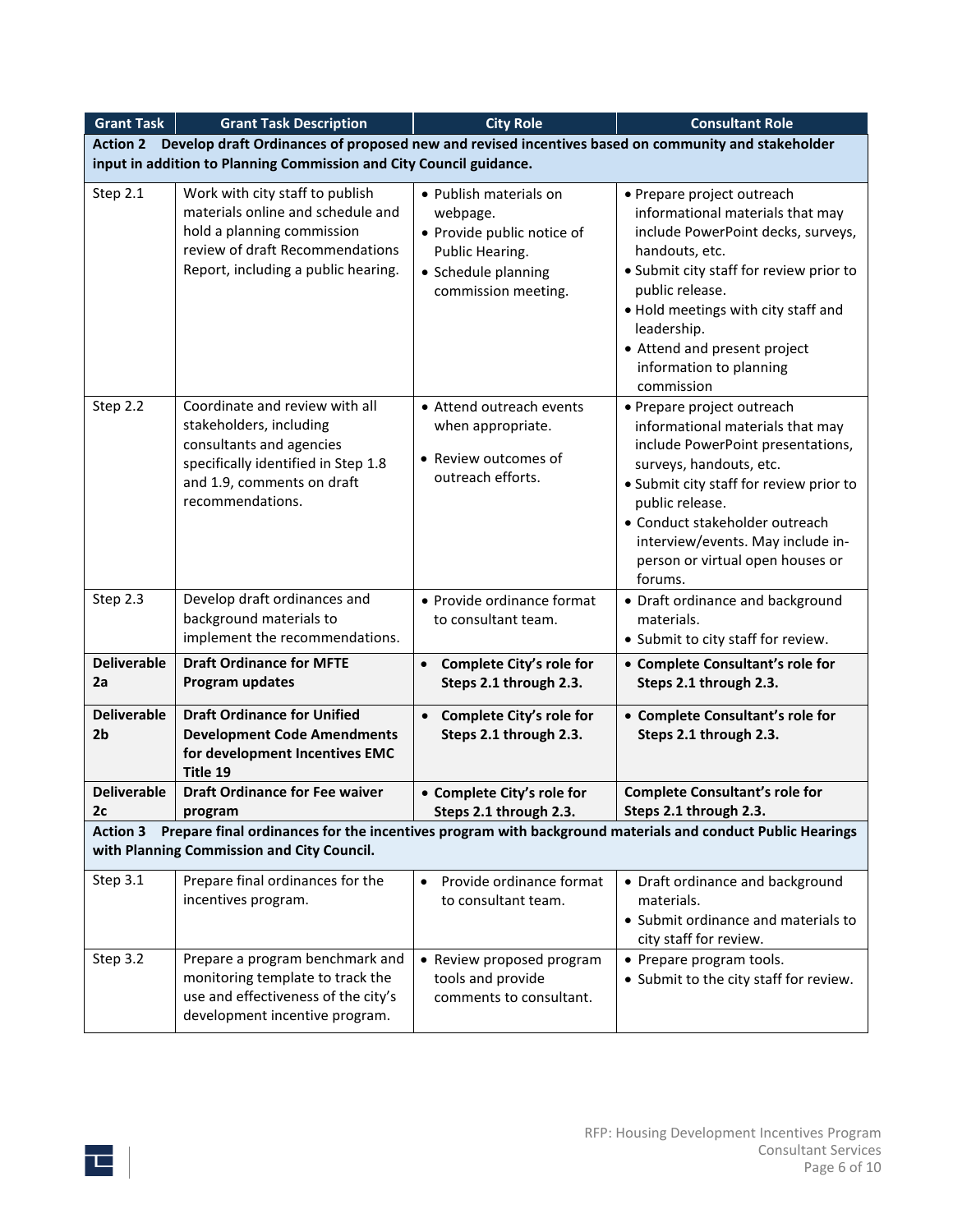| Grant Task | Grant Task Description | City Role | Consultant Role |
|---|---|---|---|
| **Action 2 Develop draft Ordinances of proposed new and revised incentives based on community and stakeholder input in addition to Planning Commission and City Council guidance.** | | | |
| Step 2.1 | Work with city staff to publish materials online and schedule and hold a planning commission review of draft Recommendations Report, including a public hearing. | • Publish materials on webpage.<br>• Provide public notice of Public Hearing.<br>• Schedule planning commission meeting. | • Prepare project outreach informational materials that may include PowerPoint decks, surveys, handouts, etc.<br>• Submit city staff for review prior to public release.<br>• Hold meetings with city staff and leadership.<br>• Attend and present project information to planning commission |
| Step 2.2 | Coordinate and review with all stakeholders, including consultants and agencies specifically identified in Step 1.8 and 1.9, comments on draft recommendations. | • Attend outreach events when appropriate.<br>• Review outcomes of outreach efforts. | • Prepare project outreach informational materials that may include PowerPoint presentations, surveys, handouts, etc.<br>• Submit city staff for review prior to public release.<br>• Conduct stakeholder outreach interview/events. May include in-person or virtual open houses or forums. |
| Step 2.3 | Develop draft ordinances and background materials to implement the recommendations. | • Provide ordinance format to consultant team. | • Draft ordinance and background materials.<br>• Submit to city staff for review. |
| **Deliverable 2a** | **Draft Ordinance for MFTE Program updates** | • **Complete City's role for Steps 2.1 through 2.3.** | • **Complete Consultant's role for Steps 2.1 through 2.3.** |
| **Deliverable 2b** | **Draft Ordinance for Unified Development Code Amendments for development Incentives EMC Title 19** | • **Complete City's role for Steps 2.1 through 2.3.** | • **Complete Consultant's role for Steps 2.1 through 2.3.** |
| **Deliverable 2c** | **Draft Ordinance for Fee waiver program** | • **Complete City's role for Steps 2.1 through 2.3.** | **Complete Consultant's role for Steps 2.1 through 2.3.** |
| **Action 3 Prepare final ordinances for the incentives program with background materials and conduct Public Hearings with Planning Commission and City Council.** | | | |
| Step 3.1 | Prepare final ordinances for the incentives program. | • Provide ordinance format to consultant team. | • Draft ordinance and background materials.<br>• Submit ordinance and materials to city staff for review. |
| Step 3.2 | Prepare a program benchmark and monitoring template to track the use and effectiveness of the city's development incentive program. | • Review proposed program tools and provide comments to consultant. | • Prepare program tools.<br>• Submit to the city staff for review. |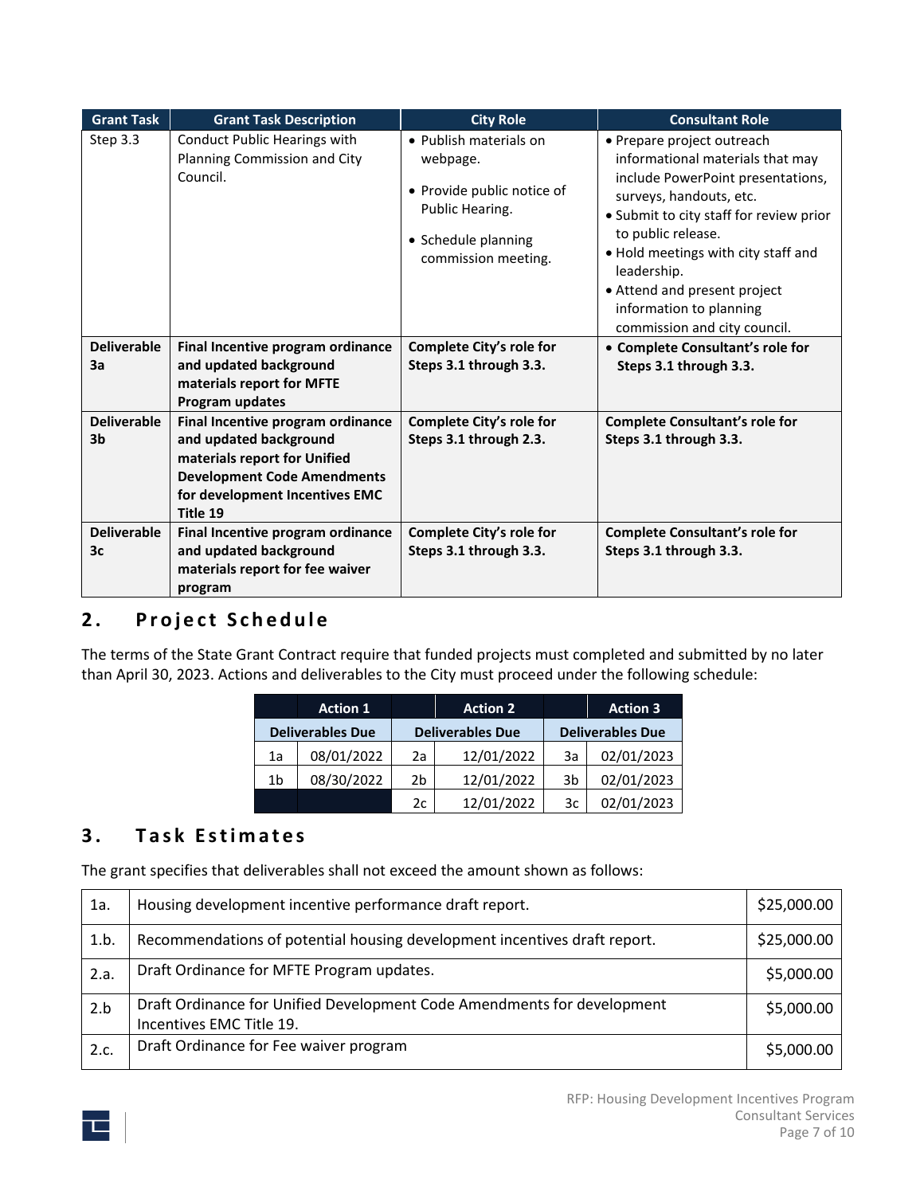| Grant Task | Grant Task Description | City Role | Consultant Role |
| --- | --- | --- | --- |
| Step 3.3 | Conduct Public Hearings with Planning Commission and City Council. | • Publish materials on webpage.<br>• Provide public notice of Public Hearing.<br>• Schedule planning commission meeting. | • Prepare project outreach informational materials that may include PowerPoint presentations, surveys, handouts, etc.<br>• Submit to city staff for review prior to public release.<br>• Hold meetings with city staff and leadership.<br>• Attend and present project information to planning commission and city council. |
| **Deliverable 3a** | **Final Incentive program ordinance and updated background materials report for MFTE Program updates** | **Complete City's role for Steps 3.1 through 3.3.** | • **Complete Consultant's role for Steps 3.1 through 3.3.** |
| **Deliverable 3b** | **Final Incentive program ordinance and updated background materials report for Unified Development Code Amendments for development Incentives EMC Title 19** | **Complete City's role for Steps 3.1 through 2.3.** | **Complete Consultant's role for Steps 3.1 through 3.3.** |
| **Deliverable 3c** | **Final Incentive program ordinance and updated background materials report for fee waiver program** | **Complete City's role for Steps 3.1 through 3.3.** | **Complete Consultant's role for Steps 3.1 through 3.3.** |

## 2. Project Schedule

The terms of the State Grant Contract require that funded projects must completed and submitted by no later than April 30, 2023. Actions and deliverables to the City must proceed under the following schedule:

| | Action 1 | | Action 2 | | Action 3 |
| --- | --- | --- | --- | --- | --- |
| Deliverables Due | | Deliverables Due | | Deliverables Due | |
| 1a | 08/01/2022 | 2a | 12/01/2022 | 3a | 02/01/2023 |
| 1b | 08/30/2022 | 2b | 12/01/2022 | 3b | 02/01/2023 |
| | | 2c | 12/01/2022 | 3c | 02/01/2023 |

## 3. Task Estimates

The grant specifies that deliverables shall not exceed the amount shown as follows:

| | | |
| --- | --- | --- |
| 1a. | Housing development incentive performance draft report. | $25,000.00 |
| 1.b. | Recommendations of potential housing development incentives draft report. | $25,000.00 |
| 2.a. | Draft Ordinance for MFTE Program updates. | $5,000.00 |
| 2.b | Draft Ordinance for Unified Development Code Amendments for development Incentives EMC Title 19. | $5,000.00 |
| 2.c. | Draft Ordinance for Fee waiver program | $5,000.00 |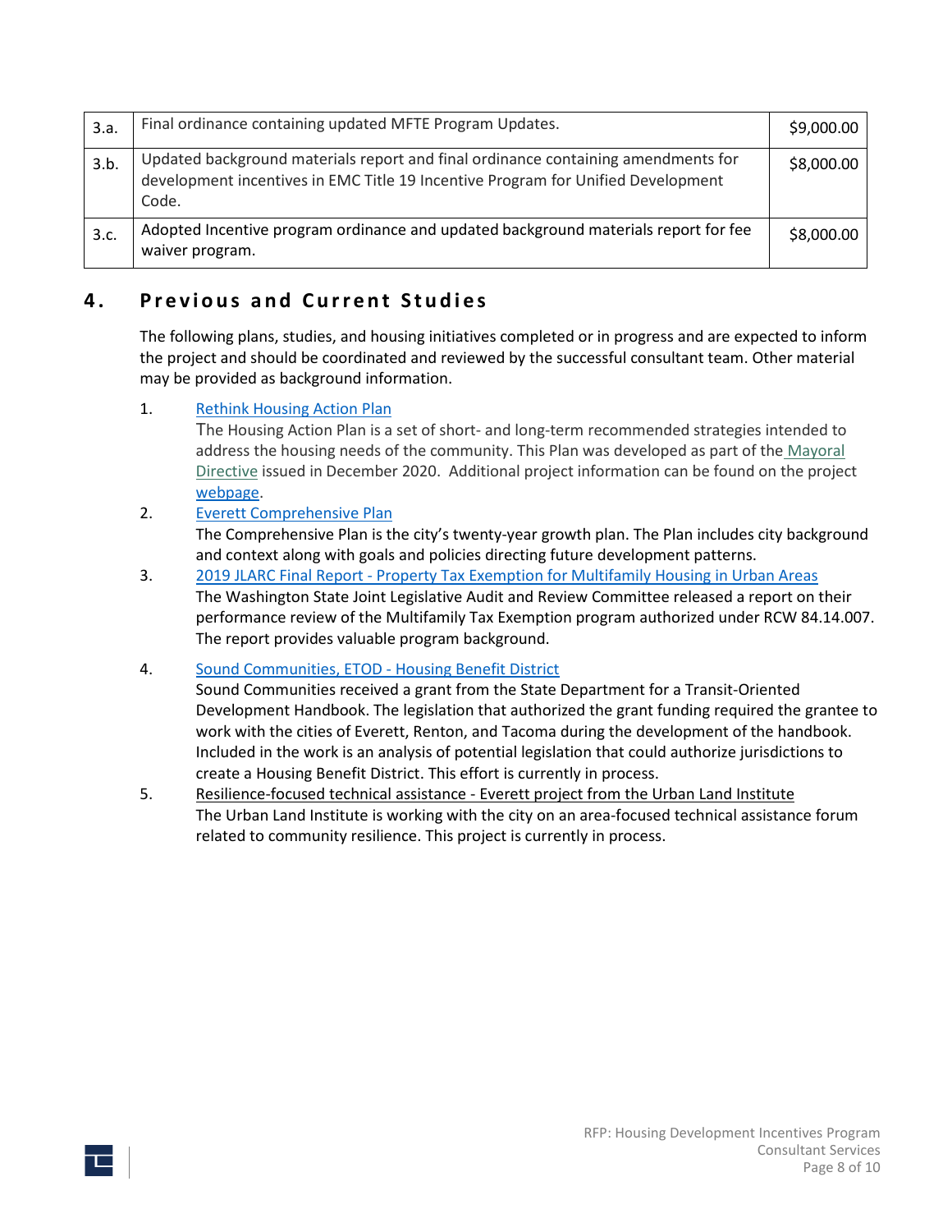| | | |
|---|---|---|
| 3.a. | Final ordinance containing updated MFTE Program Updates. | $9,000.00 |
| 3.b. | Updated background materials report and final ordinance containing amendments for development incentives in EMC Title 19 Incentive Program for Unified Development Code. | $8,000.00 |
| 3.c. | Adopted Incentive program ordinance and updated background materials report for fee waiver program. | $8,000.00 |

## 4. Previous and Current Studies

The following plans, studies, and housing initiatives completed or in progress and are expected to inform the project and should be coordinated and reviewed by the successful consultant team. Other material may be provided as background information.

1. Rethink Housing Action Plan
   The Housing Action Plan is a set of short- and long-term recommended strategies intended to address the housing needs of the community. This Plan was developed as part of the Mayoral Directive issued in December 2020. Additional project information can be found on the project webpage.
2. Everett Comprehensive Plan
   The Comprehensive Plan is the city's twenty-year growth plan. The Plan includes city background and context along with goals and policies directing future development patterns.
3. 2019 JLARC Final Report - Property Tax Exemption for Multifamily Housing in Urban Areas
   The Washington State Joint Legislative Audit and Review Committee released a report on their performance review of the Multifamily Tax Exemption program authorized under RCW 84.14.007. The report provides valuable program background.
4. Sound Communities, ETOD - Housing Benefit District
   Sound Communities received a grant from the State Department for a Transit-Oriented Development Handbook. The legislation that authorized the grant funding required the grantee to work with the cities of Everett, Renton, and Tacoma during the development of the handbook. Included in the work is an analysis of potential legislation that could authorize jurisdictions to create a Housing Benefit District. This effort is currently in process.
5. Resilience-focused technical assistance - Everett project from the Urban Land Institute
   The Urban Land Institute is working with the city on an area-focused technical assistance forum related to community resilience. This project is currently in process.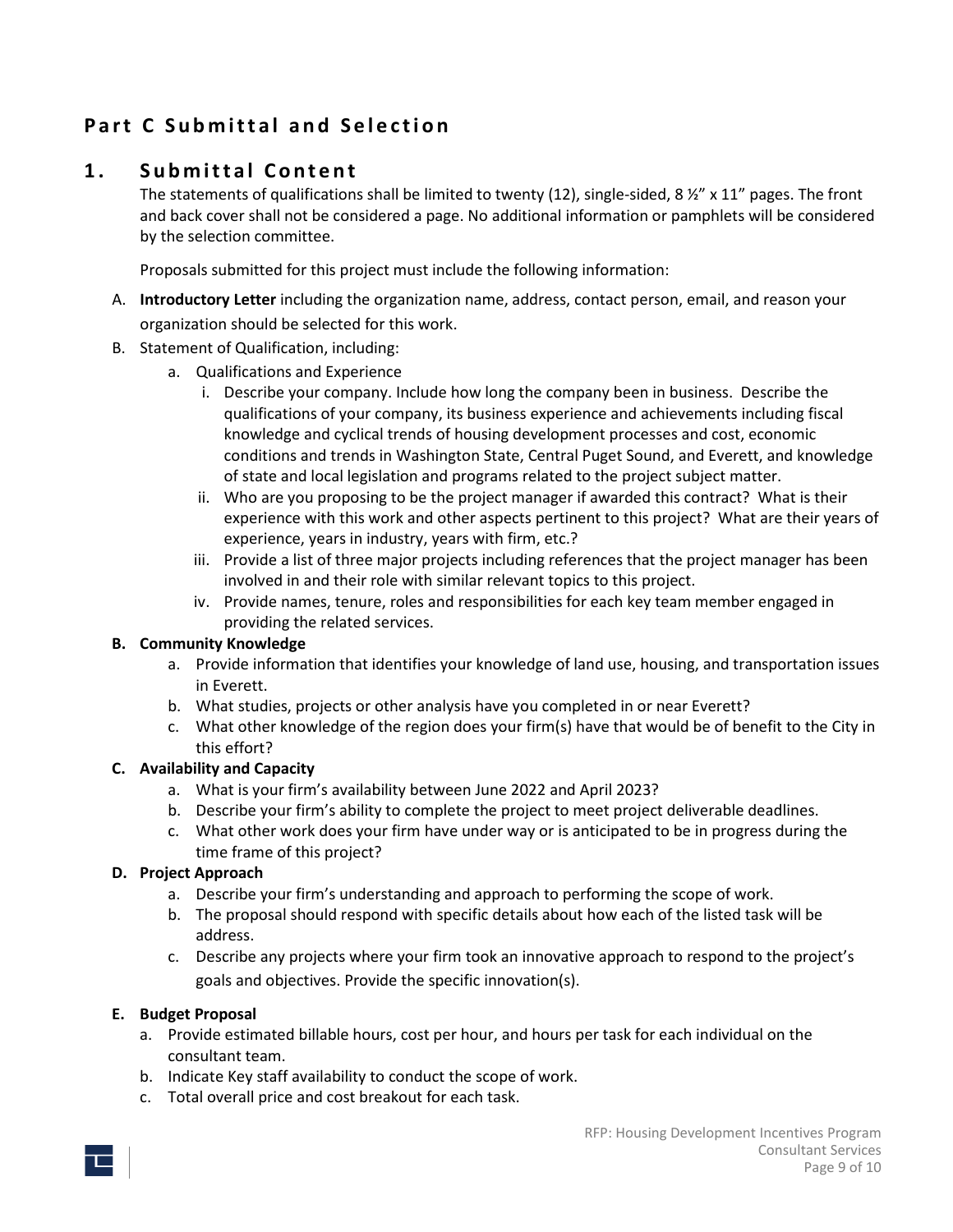## Part C Submittal and Selection

### 1. Submittal Content

The statements of qualifications shall be limited to twenty (12), single-sided, 8 ½" x 11" pages. The front and back cover shall not be considered a page. No additional information or pamphlets will be considered by the selection committee.

Proposals submitted for this project must include the following information:

A. **Introductory Letter** including the organization name, address, contact person, email, and reason your organization should be selected for this work.

B. Statement of Qualification, including:

   a. Qualifications and Experience

      i. Describe your company. Include how long the company been in business. Describe the qualifications of your company, its business experience and achievements including fiscal knowledge and cyclical trends of housing development processes and cost, economic conditions and trends in Washington State, Central Puget Sound, and Everett, and knowledge of state and local legislation and programs related to the project subject matter.

      ii. Who are you proposing to be the project manager if awarded this contract? What is their experience with this work and other aspects pertinent to this project? What are their years of experience, years in industry, years with firm, etc.?

      iii. Provide a list of three major projects including references that the project manager has been involved in and their role with similar relevant topics to this project.

      iv. Provide names, tenure, roles and responsibilities for each key team member engaged in providing the related services.

**B. Community Knowledge**

   a. Provide information that identifies your knowledge of land use, housing, and transportation issues in Everett.

   b. What studies, projects or other analysis have you completed in or near Everett?

   c. What other knowledge of the region does your firm(s) have that would be of benefit to the City in this effort?

**C. Availability and Capacity**

   a. What is your firm's availability between June 2022 and April 2023?

   b. Describe your firm's ability to complete the project to meet project deliverable deadlines.

   c. What other work does your firm have under way or is anticipated to be in progress during the time frame of this project?

**D. Project Approach**

   a. Describe your firm's understanding and approach to performing the scope of work.

   b. The proposal should respond with specific details about how each of the listed task will be address.

   c. Describe any projects where your firm took an innovative approach to respond to the project's goals and objectives. Provide the specific innovation(s).

**E. Budget Proposal**

   a. Provide estimated billable hours, cost per hour, and hours per task for each individual on the consultant team.

   b. Indicate Key staff availability to conduct the scope of work.

   c. Total overall price and cost breakout for each task.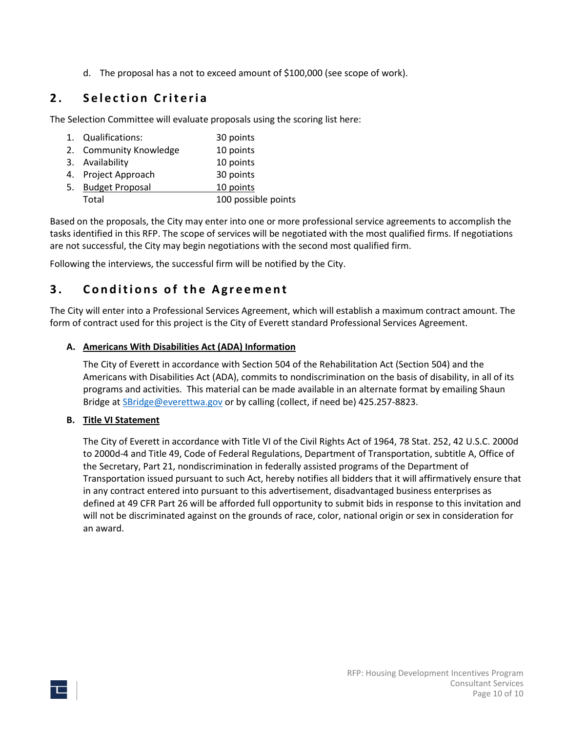d. The proposal has a not to exceed amount of $100,000 (see scope of work).

## 2. Selection Criteria

The Selection Committee will evaluate proposals using the scoring list here:

| | |
|---|---|
| 1. Qualifications: | 30 points |
| 2. Community Knowledge | 10 points |
| 3. Availability | 10 points |
| 4. Project Approach | 30 points |
| 5. Budget Proposal | 10 points |
| Total | 100 possible points |

Based on the proposals, the City may enter into one or more professional service agreements to accomplish the tasks identified in this RFP. The scope of services will be negotiated with the most qualified firms. If negotiations are not successful, the City may begin negotiations with the second most qualified firm.

Following the interviews, the successful firm will be notified by the City.

## 3. Conditions of the Agreement

The City will enter into a Professional Services Agreement, which will establish a maximum contract amount. The form of contract used for this project is the City of Everett standard Professional Services Agreement.

### A. Americans With Disabilities Act (ADA) Information

The City of Everett in accordance with Section 504 of the Rehabilitation Act (Section 504) and the Americans with Disabilities Act (ADA), commits to nondiscrimination on the basis of disability, in all of its programs and activities. This material can be made available in an alternate format by emailing Shaun Bridge at SBridge@everettwa.gov or by calling (collect, if need be) 425.257-8823.

### B. Title VI Statement

The City of Everett in accordance with Title VI of the Civil Rights Act of 1964, 78 Stat. 252, 42 U.S.C. 2000d to 2000d-4 and Title 49, Code of Federal Regulations, Department of Transportation, subtitle A, Office of the Secretary, Part 21, nondiscrimination in federally assisted programs of the Department of Transportation issued pursuant to such Act, hereby notifies all bidders that it will affirmatively ensure that in any contract entered into pursuant to this advertisement, disadvantaged business enterprises as defined at 49 CFR Part 26 will be afforded full opportunity to submit bids in response to this invitation and will not be discriminated against on the grounds of race, color, national origin or sex in consideration for an award.